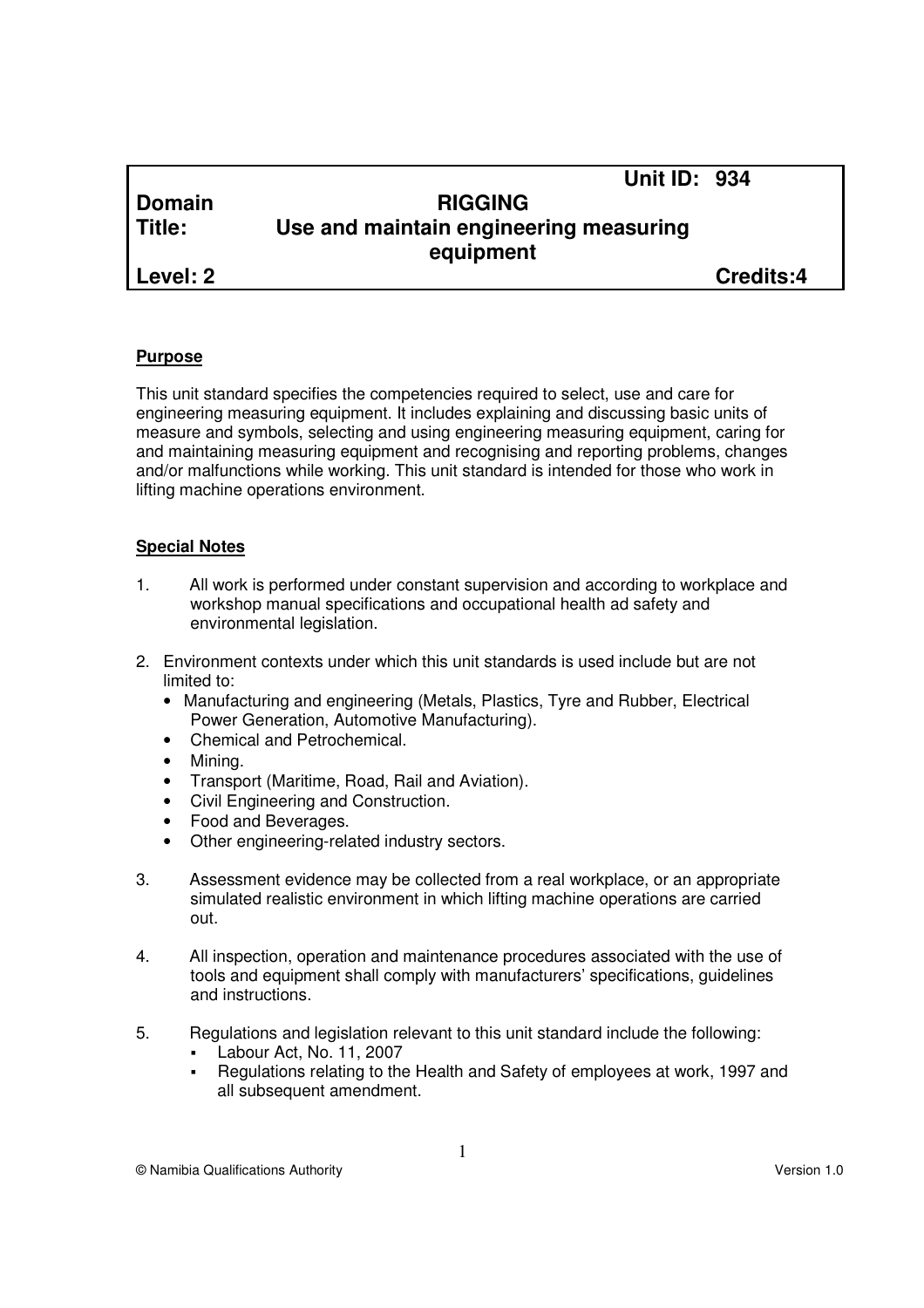| | | Unit ID: 934 |
|---|---|---|
| **Domain** | **RIGGING** | |
| **Title:** | **Use and maintain engineering measuring equipment** | |
| **Level: 2** | | **Credits:4** |

## Purpose

This unit standard specifies the competencies required to select, use and care for engineering measuring equipment. It includes explaining and discussing basic units of measure and symbols, selecting and using engineering measuring equipment, caring for and maintaining measuring equipment and recognising and reporting problems, changes and/or malfunctions while working. This unit standard is intended for those who work in lifting machine operations environment.

## Special Notes

1. All work is performed under constant supervision and according to workplace and workshop manual specifications and occupational health ad safety and environmental legislation.

2. Environment contexts under which this unit standards is used include but are not limited to:
   - Manufacturing and engineering (Metals, Plastics, Tyre and Rubber, Electrical Power Generation, Automotive Manufacturing).
   - Chemical and Petrochemical.
   - Mining.
   - Transport (Maritime, Road, Rail and Aviation).
   - Civil Engineering and Construction.
   - Food and Beverages.
   - Other engineering-related industry sectors.

3. Assessment evidence may be collected from a real workplace, or an appropriate simulated realistic environment in which lifting machine operations are carried out.

4. All inspection, operation and maintenance procedures associated with the use of tools and equipment shall comply with manufacturers' specifications, guidelines and instructions.

5. Regulations and legislation relevant to this unit standard include the following:
   - Labour Act, No. 11, 2007
   - Regulations relating to the Health and Safety of employees at work, 1997 and all subsequent amendment.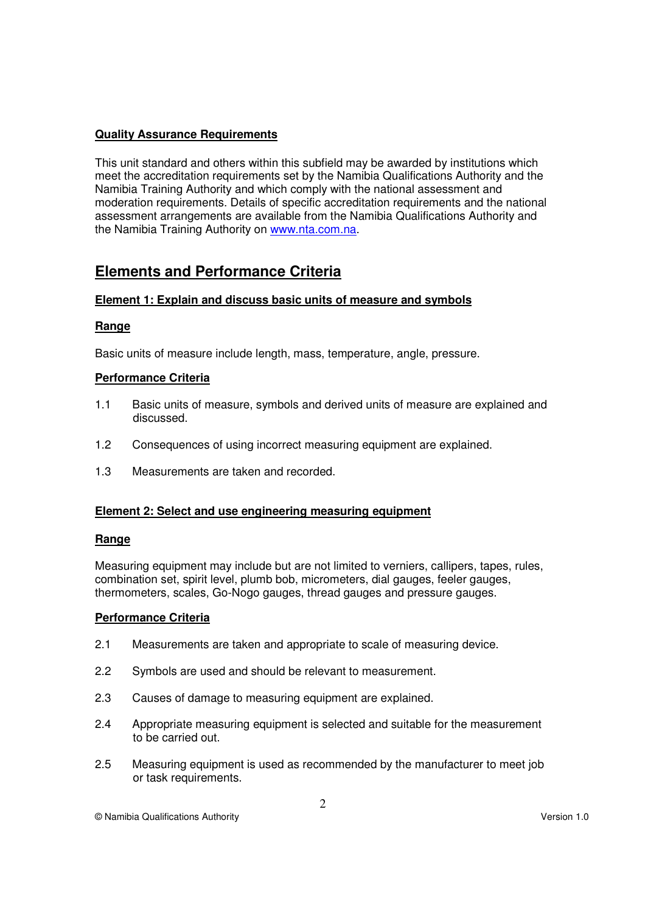**Quality Assurance Requirements**

This unit standard and others within this subfield may be awarded by institutions which meet the accreditation requirements set by the Namibia Qualifications Authority and the Namibia Training Authority and which comply with the national assessment and moderation requirements. Details of specific accreditation requirements and the national assessment arrangements are available from the Namibia Qualifications Authority and the Namibia Training Authority on www.nta.com.na.

## Elements and Performance Criteria

**Element 1: Explain and discuss basic units of measure and symbols**

**Range**

Basic units of measure include length, mass, temperature, angle, pressure.

**Performance Criteria**

1.1 Basic units of measure, symbols and derived units of measure are explained and discussed.

1.2 Consequences of using incorrect measuring equipment are explained.

1.3 Measurements are taken and recorded.

**Element 2: Select and use engineering measuring equipment**

**Range**

Measuring equipment may include but are not limited to verniers, callipers, tapes, rules, combination set, spirit level, plumb bob, micrometers, dial gauges, feeler gauges, thermometers, scales, Go-Nogo gauges, thread gauges and pressure gauges.

**Performance Criteria**

2.1 Measurements are taken and appropriate to scale of measuring device.

2.2 Symbols are used and should be relevant to measurement.

2.3 Causes of damage to measuring equipment are explained.

2.4 Appropriate measuring equipment is selected and suitable for the measurement to be carried out.

2.5 Measuring equipment is used as recommended by the manufacturer to meet job or task requirements.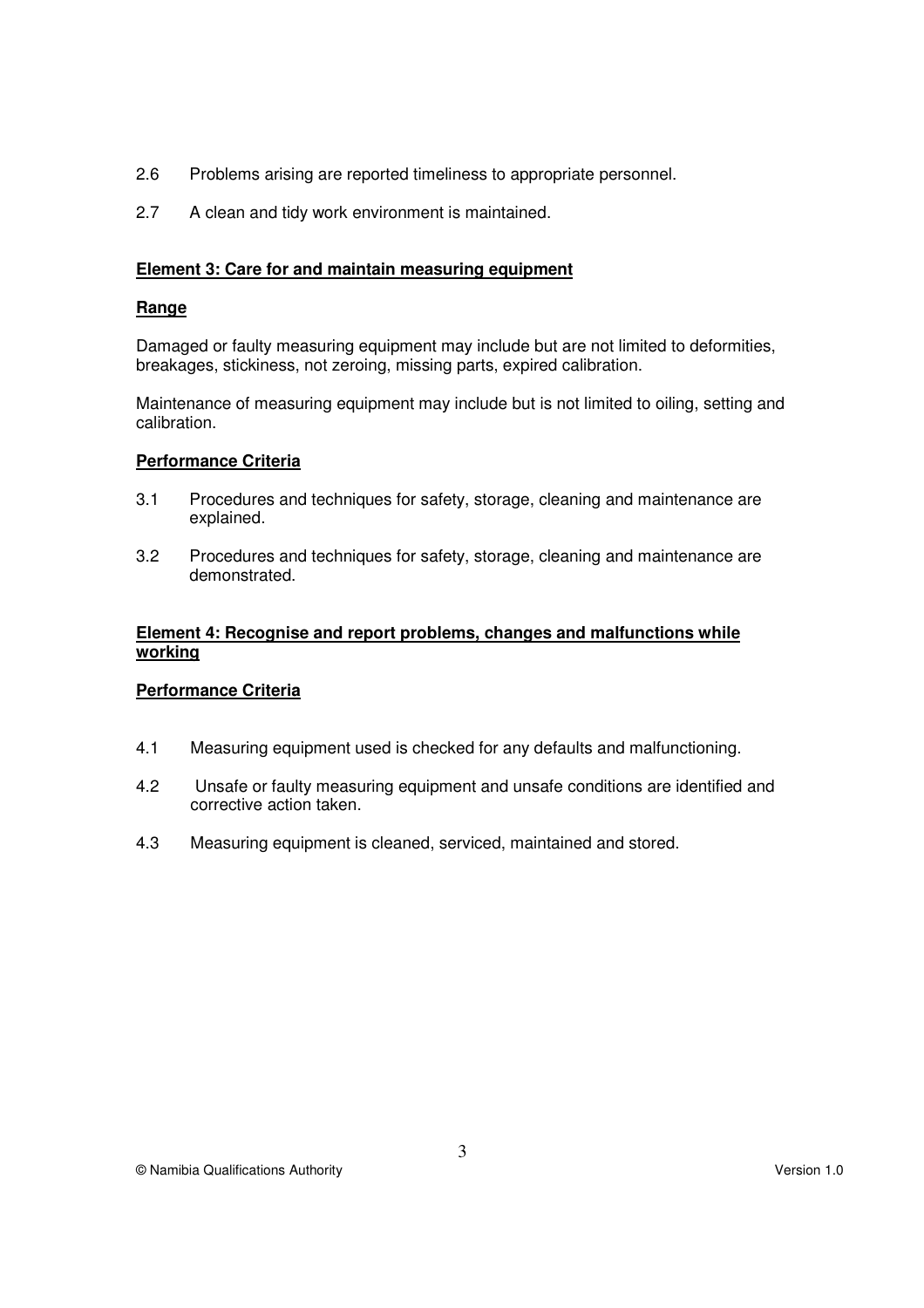2.6 Problems arising are reported timeliness to appropriate personnel.

2.7 A clean and tidy work environment is maintained.

**Element 3: Care for and maintain measuring equipment**

**Range**

Damaged or faulty measuring equipment may include but are not limited to deformities, breakages, stickiness, not zeroing, missing parts, expired calibration.

Maintenance of measuring equipment may include but is not limited to oiling, setting and calibration.

**Performance Criteria**

3.1 Procedures and techniques for safety, storage, cleaning and maintenance are explained.

3.2 Procedures and techniques for safety, storage, cleaning and maintenance are demonstrated.

**Element 4: Recognise and report problems, changes and malfunctions while working**

**Performance Criteria**

4.1 Measuring equipment used is checked for any defaults and malfunctioning.

4.2 Unsafe or faulty measuring equipment and unsafe conditions are identified and corrective action taken.

4.3 Measuring equipment is cleaned, serviced, maintained and stored.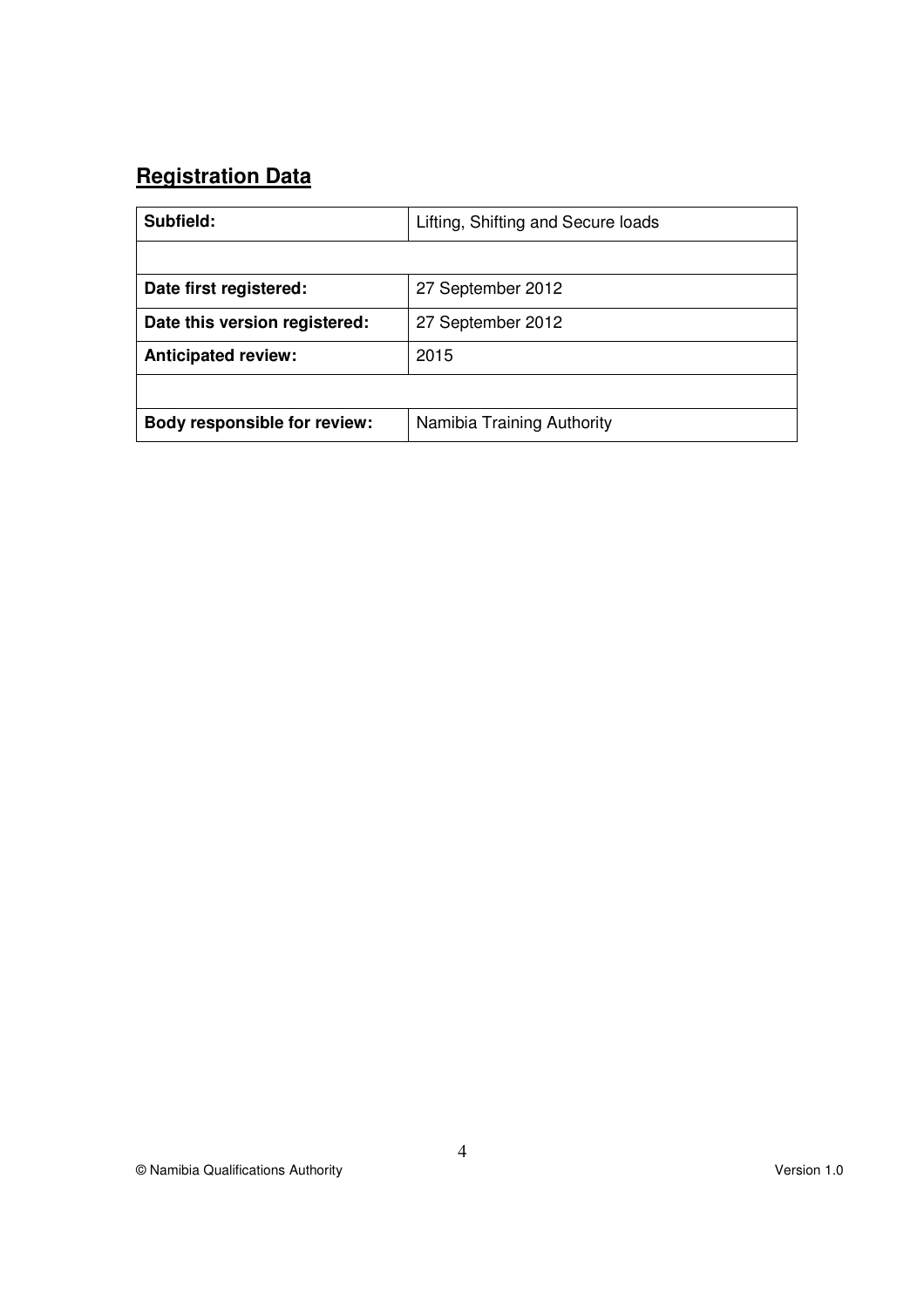## Registration Data

| | |
|---|---|
| **Subfield:** | Lifting, Shifting and Secure loads |
| | |
| **Date first registered:** | 27 September 2012 |
| **Date this version registered:** | 27 September 2012 |
| **Anticipated review:** | 2015 |
| | |
| **Body responsible for review:** | Namibia Training Authority |